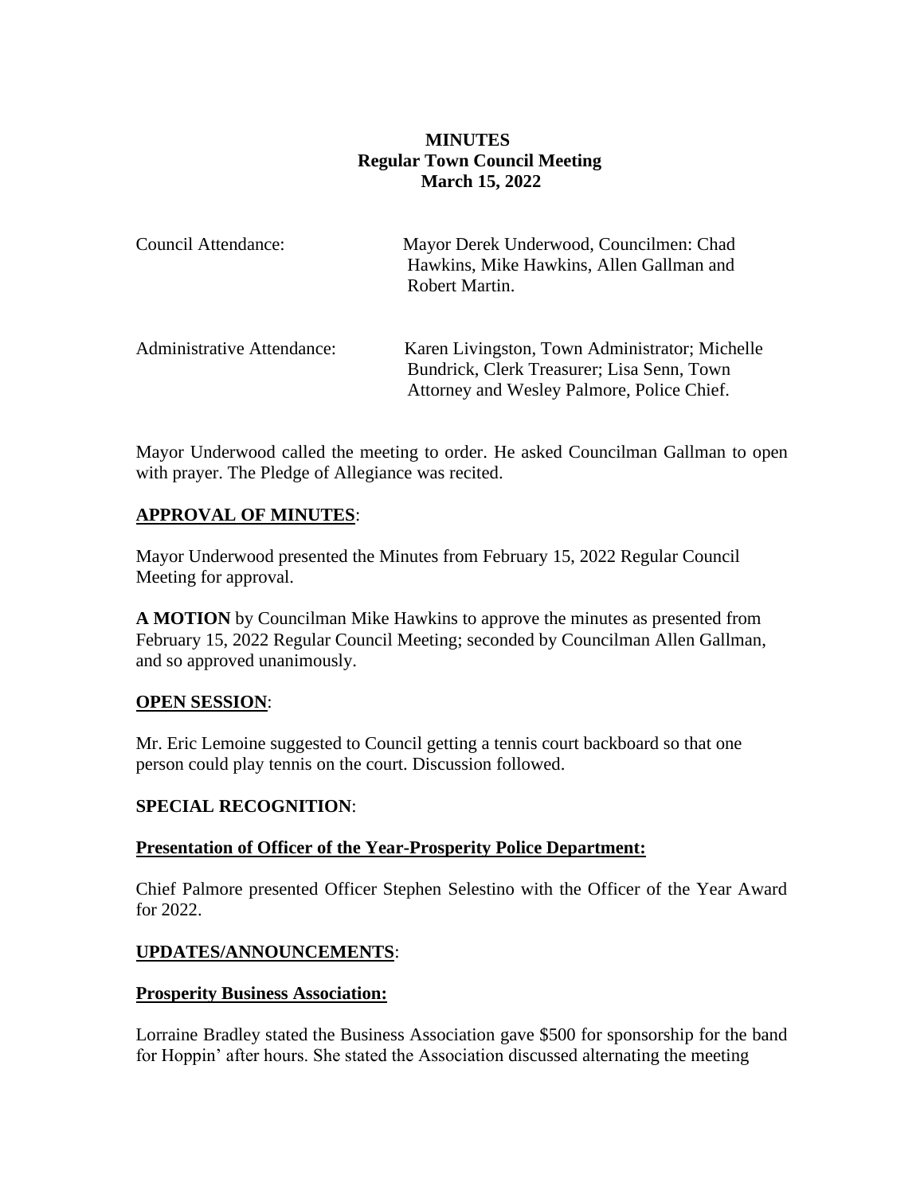**MINUTES**
**Regular Town Council Meeting**
**March 15, 2022**

Council Attendance: Mayor Derek Underwood, Councilmen: Chad Hawkins, Mike Hawkins, Allen Gallman and Robert Martin.

Administrative Attendance: Karen Livingston, Town Administrator; Michelle Bundrick, Clerk Treasurer; Lisa Senn, Town Attorney and Wesley Palmore, Police Chief.

Mayor Underwood called the meeting to order. He asked Councilman Gallman to open with prayer. The Pledge of Allegiance was recited.

**APPROVAL OF MINUTES**:

Mayor Underwood presented the Minutes from February 15, 2022 Regular Council Meeting for approval.

**A MOTION** by Councilman Mike Hawkins to approve the minutes as presented from February 15, 2022 Regular Council Meeting; seconded by Councilman Allen Gallman, and so approved unanimously.

**OPEN SESSION**:

Mr. Eric Lemoine suggested to Council getting a tennis court backboard so that one person could play tennis on the court. Discussion followed.

**SPECIAL RECOGNITION**:

**Presentation of Officer of the Year-Prosperity Police Department:**

Chief Palmore presented Officer Stephen Selestino with the Officer of the Year Award for 2022.

**UPDATES/ANNOUNCEMENTS**:

**Prosperity Business Association:**

Lorraine Bradley stated the Business Association gave $500 for sponsorship for the band for Hoppin' after hours. She stated the Association discussed alternating the meeting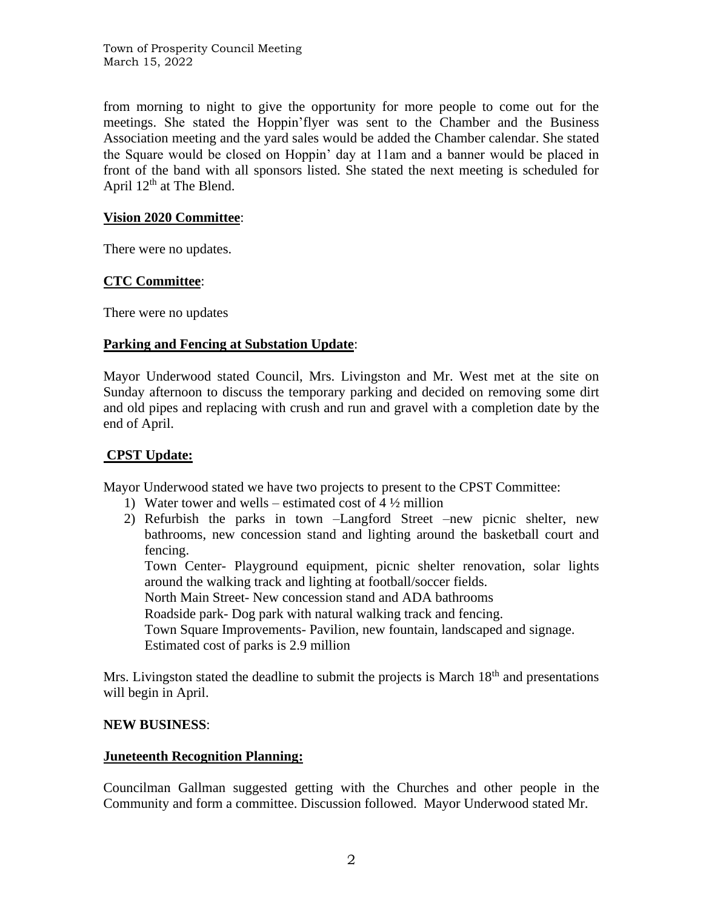from morning to night to give the opportunity for more people to come out for the meetings. She stated the Hoppin'flyer was sent to the Chamber and the Business Association meeting and the yard sales would be added the Chamber calendar. She stated the Square would be closed on Hoppin' day at 11am and a banner would be placed in front of the band with all sponsors listed. She stated the next meeting is scheduled for April 12th at The Blend.

**Vision 2020 Committee**:

There were no updates.

**CTC Committee**:

There were no updates

**Parking and Fencing at Substation Update**:

Mayor Underwood stated Council, Mrs. Livingston and Mr. West met at the site on Sunday afternoon to discuss the temporary parking and decided on removing some dirt and old pipes and replacing with crush and run and gravel with a completion date by the end of April.

**CPST Update:**

Mayor Underwood stated we have two projects to present to the CPST Committee:

1) Water tower and wells – estimated cost of 4 ½ million
2) Refurbish the parks in town –Langford Street –new picnic shelter, new bathrooms, new concession stand and lighting around the basketball court and fencing.
   Town Center- Playground equipment, picnic shelter renovation, solar lights around the walking track and lighting at football/soccer fields.
   North Main Street- New concession stand and ADA bathrooms
   Roadside park- Dog park with natural walking track and fencing.
   Town Square Improvements- Pavilion, new fountain, landscaped and signage.
   Estimated cost of parks is 2.9 million

Mrs. Livingston stated the deadline to submit the projects is March 18th and presentations will begin in April.

**NEW BUSINESS**:

**Juneteenth Recognition Planning:**

Councilman Gallman suggested getting with the Churches and other people in the Community and form a committee. Discussion followed. Mayor Underwood stated Mr.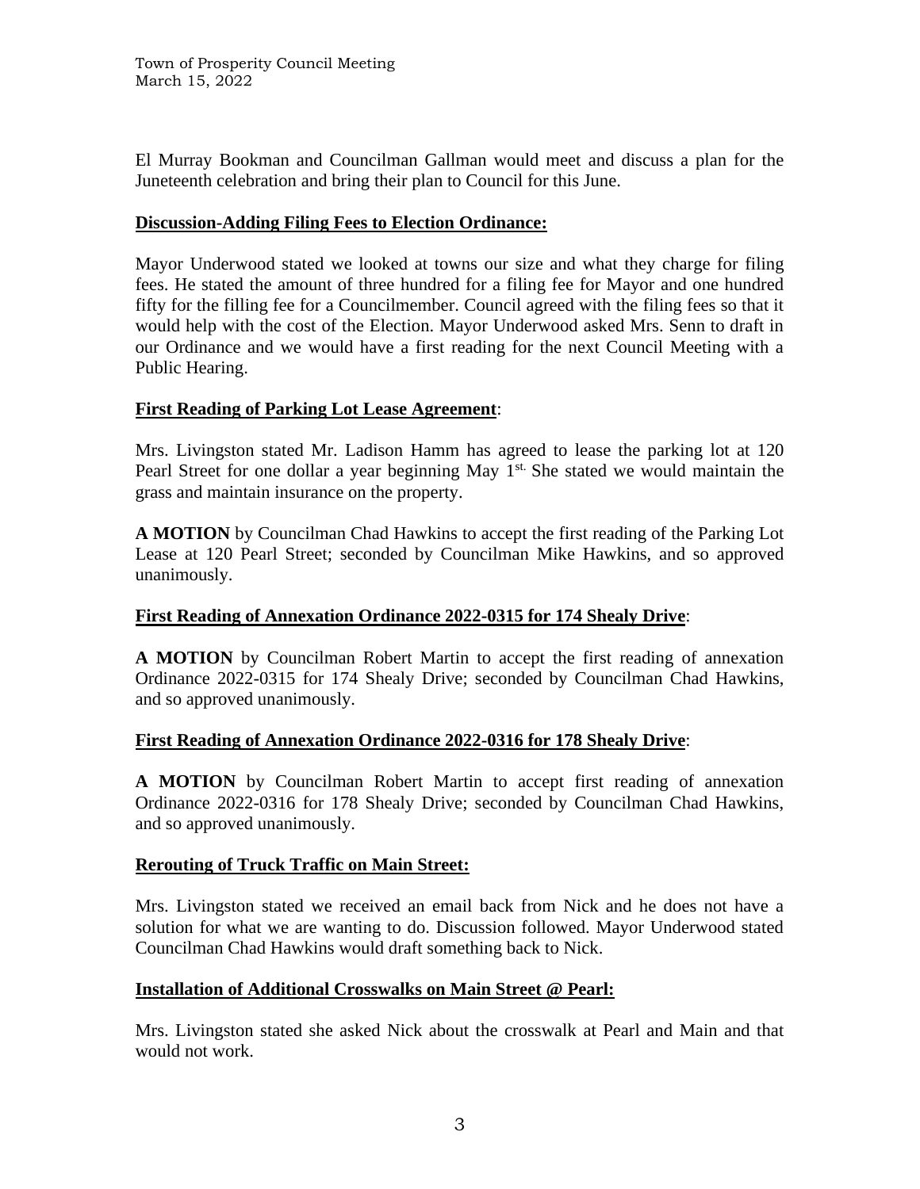El Murray Bookman and Councilman Gallman would meet and discuss a plan for the Juneteenth celebration and bring their plan to Council for this June.

**Discussion-Adding Filing Fees to Election Ordinance:**

Mayor Underwood stated we looked at towns our size and what they charge for filing fees. He stated the amount of three hundred for a filing fee for Mayor and one hundred fifty for the filling fee for a Councilmember. Council agreed with the filing fees so that it would help with the cost of the Election. Mayor Underwood asked Mrs. Senn to draft in our Ordinance and we would have a first reading for the next Council Meeting with a Public Hearing.

**First Reading of Parking Lot Lease Agreement**:

Mrs. Livingston stated Mr. Ladison Hamm has agreed to lease the parking lot at 120 Pearl Street for one dollar a year beginning May 1st. She stated we would maintain the grass and maintain insurance on the property.

**A MOTION** by Councilman Chad Hawkins to accept the first reading of the Parking Lot Lease at 120 Pearl Street; seconded by Councilman Mike Hawkins, and so approved unanimously.

**First Reading of Annexation Ordinance 2022-0315 for 174 Shealy Drive**:

**A MOTION** by Councilman Robert Martin to accept the first reading of annexation Ordinance 2022-0315 for 174 Shealy Drive; seconded by Councilman Chad Hawkins, and so approved unanimously.

**First Reading of Annexation Ordinance 2022-0316 for 178 Shealy Drive**:

**A MOTION** by Councilman Robert Martin to accept first reading of annexation Ordinance 2022-0316 for 178 Shealy Drive; seconded by Councilman Chad Hawkins, and so approved unanimously.

**Rerouting of Truck Traffic on Main Street:**

Mrs. Livingston stated we received an email back from Nick and he does not have a solution for what we are wanting to do. Discussion followed. Mayor Underwood stated Councilman Chad Hawkins would draft something back to Nick.

**Installation of Additional Crosswalks on Main Street @ Pearl:**

Mrs. Livingston stated she asked Nick about the crosswalk at Pearl and Main and that would not work.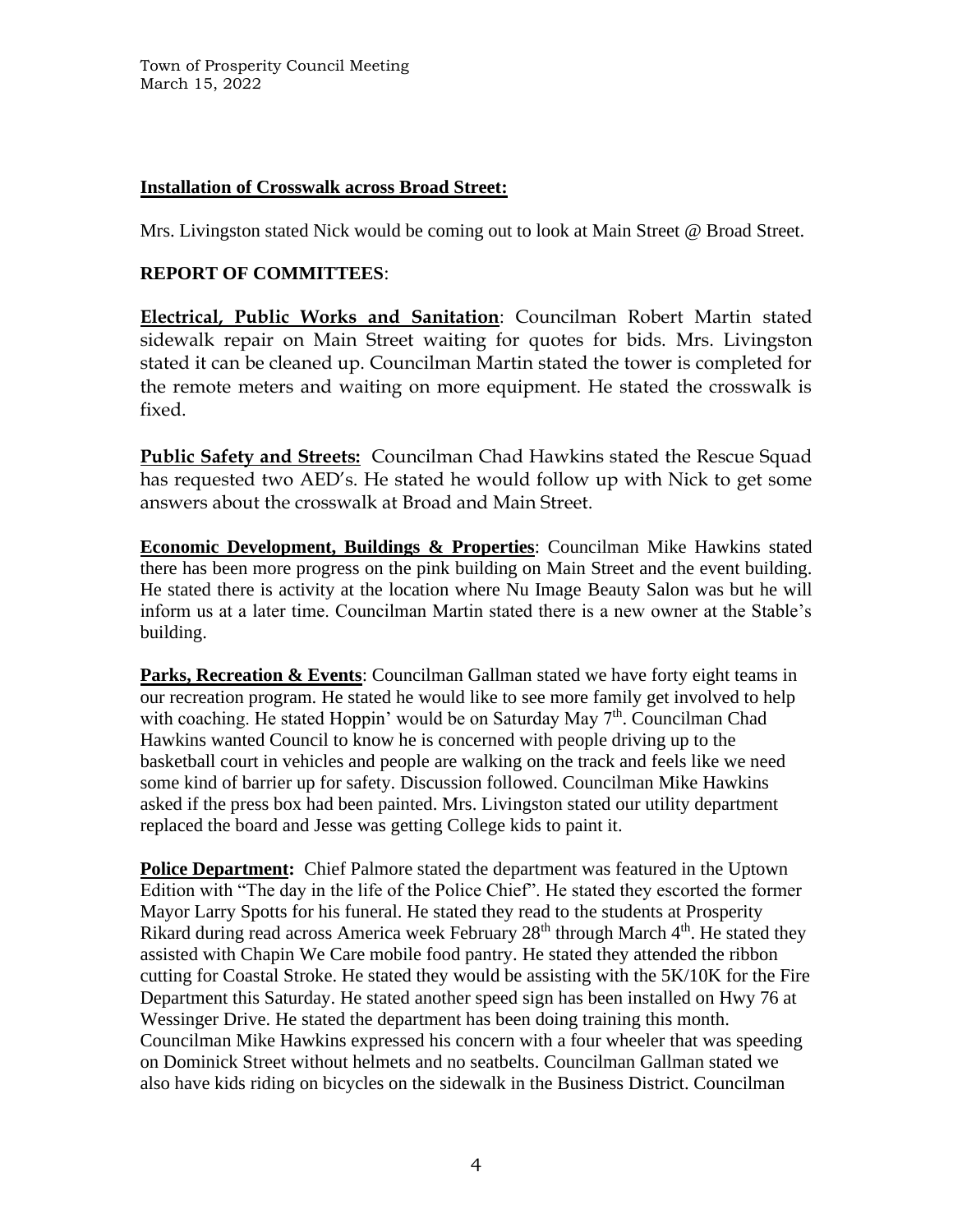**Installation of Crosswalk across Broad Street:**

Mrs. Livingston stated Nick would be coming out to look at Main Street @ Broad Street.

**REPORT OF COMMITTEES**:

**Electrical, Public Works and Sanitation**: Councilman Robert Martin stated sidewalk repair on Main Street waiting for quotes for bids. Mrs. Livingston stated it can be cleaned up. Councilman Martin stated the tower is completed for the remote meters and waiting on more equipment. He stated the crosswalk is fixed.

**Public Safety and Streets:** Councilman Chad Hawkins stated the Rescue Squad has requested two AED's. He stated he would follow up with Nick to get some answers about the crosswalk at Broad and Main Street.

**Economic Development, Buildings & Properties**: Councilman Mike Hawkins stated there has been more progress on the pink building on Main Street and the event building. He stated there is activity at the location where Nu Image Beauty Salon was but he will inform us at a later time. Councilman Martin stated there is a new owner at the Stable's building.

**Parks, Recreation & Events**: Councilman Gallman stated we have forty eight teams in our recreation program. He stated he would like to see more family get involved to help with coaching. He stated Hoppin' would be on Saturday May 7th. Councilman Chad Hawkins wanted Council to know he is concerned with people driving up to the basketball court in vehicles and people are walking on the track and feels like we need some kind of barrier up for safety. Discussion followed. Councilman Mike Hawkins asked if the press box had been painted. Mrs. Livingston stated our utility department replaced the board and Jesse was getting College kids to paint it.

**Police Department:** Chief Palmore stated the department was featured in the Uptown Edition with "The day in the life of the Police Chief". He stated they escorted the former Mayor Larry Spotts for his funeral. He stated they read to the students at Prosperity Rikard during read across America week February 28th through March 4th. He stated they assisted with Chapin We Care mobile food pantry. He stated they attended the ribbon cutting for Coastal Stroke. He stated they would be assisting with the 5K/10K for the Fire Department this Saturday. He stated another speed sign has been installed on Hwy 76 at Wessinger Drive. He stated the department has been doing training this month. Councilman Mike Hawkins expressed his concern with a four wheeler that was speeding on Dominick Street without helmets and no seatbelts. Councilman Gallman stated we also have kids riding on bicycles on the sidewalk in the Business District. Councilman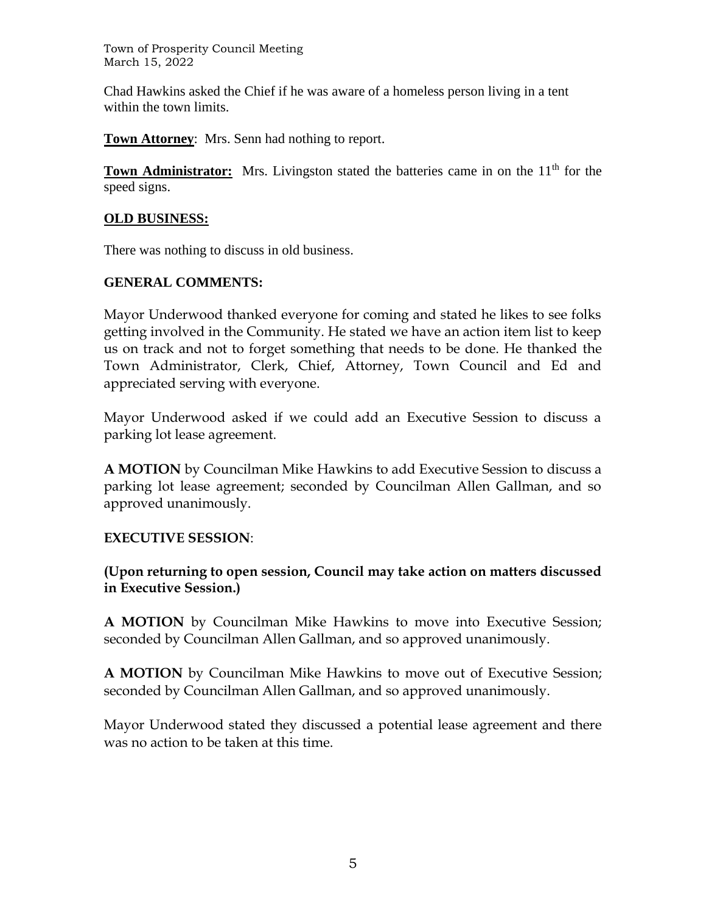Chad Hawkins asked the Chief if he was aware of a homeless person living in a tent within the town limits.

**Town Attorney**: Mrs. Senn had nothing to report.

**Town Administrator:** Mrs. Livingston stated the batteries came in on the 11th for the speed signs.

## OLD BUSINESS:

There was nothing to discuss in old business.

## GENERAL COMMENTS:

Mayor Underwood thanked everyone for coming and stated he likes to see folks getting involved in the Community. He stated we have an action item list to keep us on track and not to forget something that needs to be done. He thanked the Town Administrator, Clerk, Chief, Attorney, Town Council and Ed and appreciated serving with everyone.

Mayor Underwood asked if we could add an Executive Session to discuss a parking lot lease agreement.

**A MOTION** by Councilman Mike Hawkins to add Executive Session to discuss a parking lot lease agreement; seconded by Councilman Allen Gallman, and so approved unanimously.

## EXECUTIVE SESSION:

**(Upon returning to open session, Council may take action on matters discussed in Executive Session.)**

**A MOTION** by Councilman Mike Hawkins to move into Executive Session; seconded by Councilman Allen Gallman, and so approved unanimously.

**A MOTION** by Councilman Mike Hawkins to move out of Executive Session; seconded by Councilman Allen Gallman, and so approved unanimously.

Mayor Underwood stated they discussed a potential lease agreement and there was no action to be taken at this time.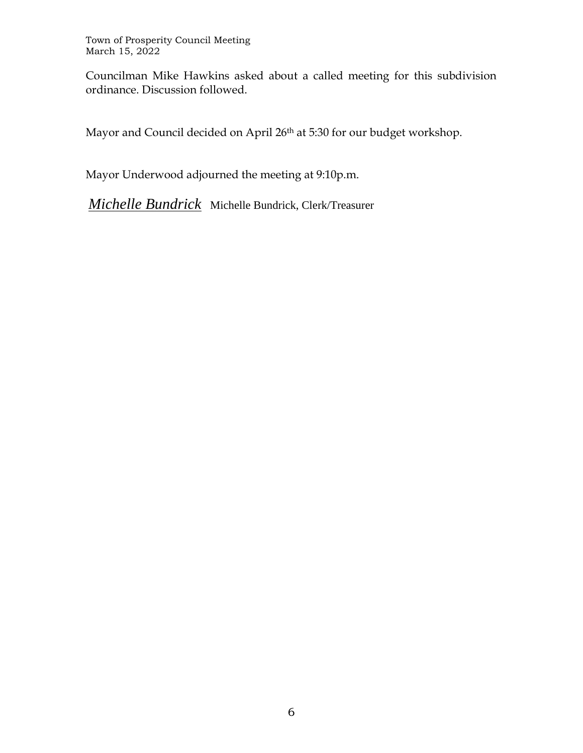Councilman Mike Hawkins asked about a called meeting for this subdivision ordinance. Discussion followed.

Mayor and Council decided on April 26th at 5:30 for our budget workshop.

Mayor Underwood adjourned the meeting at 9:10p.m.

*Michelle Bundrick* Michelle Bundrick, Clerk/Treasurer